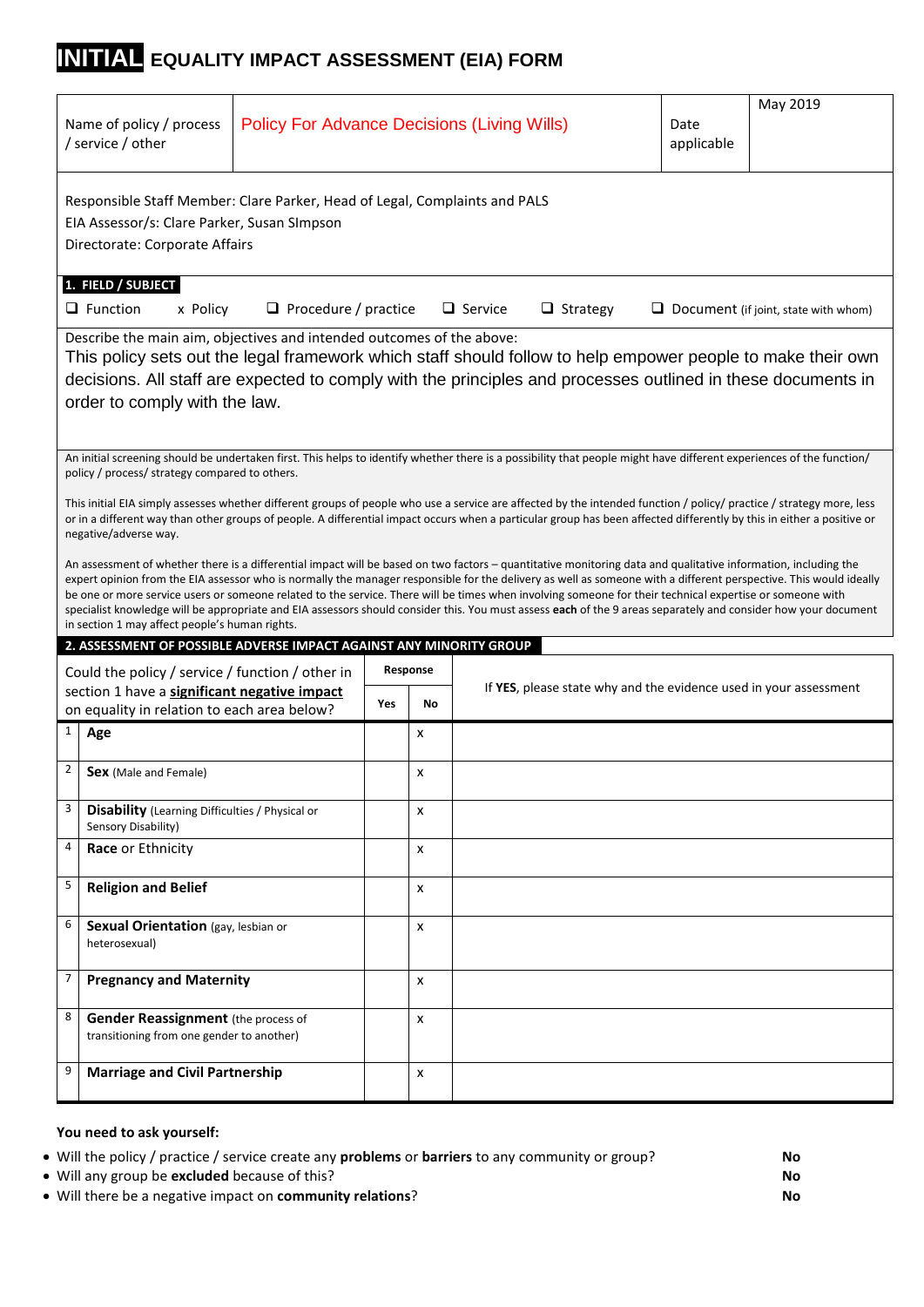# INITIAL EQUALITY IMPACT ASSESSMENT (EIA) FORM

| Name of policy / process / service / other | Policy For Advance Decisions (Living Wills) | Date applicable | May 2019 |
|---|---|---|---|

Responsible Staff Member: Clare Parker, Head of Legal, Complaints and PALS

EIA Assessor/s: Clare Parker, Susan SImpson

Directorate: Corporate Affairs

**1. FIELD / SUBJECT**

❑ Function   x Policy   ❑ Procedure / practice   ❑ Service   ❑ Strategy   ❑ Document (if joint, state with whom)

Describe the main aim, objectives and intended outcomes of the above:

This policy sets out the legal framework which staff should follow to help empower people to make their own decisions. All staff are expected to comply with the principles and processes outlined in these documents in order to comply with the law.

An initial screening should be undertaken first. This helps to identify whether there is a possibility that people might have different experiences of the function/ policy / process/ strategy compared to others.

This initial EIA simply assesses whether different groups of people who use a service are affected by the intended function / policy/ practice / strategy more, less or in a different way than other groups of people. A differential impact occurs when a particular group has been affected differently by this in either a positive or negative/adverse way.

An assessment of whether there is a differential impact will be based on two factors – quantitative monitoring data and qualitative information, including the expert opinion from the EIA assessor who is normally the manager responsible for the delivery as well as someone with a different perspective. This would ideally be one or more service users or someone related to the service. There will be times when involving someone for their technical expertise or someone with specialist knowledge will be appropriate and EIA assessors should consider this. You must assess **each** of the 9 areas separately and consider how your document in section 1 may affect people's human rights.

**2. ASSESSMENT OF POSSIBLE ADVERSE IMPACT AGAINST ANY MINORITY GROUP**

| | Could the policy / service / function / other in section 1 have a **significant negative impact** on equality in relation to each area below? | Response | | If **YES**, please state why and the evidence used in your assessment |
|---|---|---|---|---|
| | | **Yes** | **No** | |
| 1 | **Age** | | x | |
| 2 | **Sex** (Male and Female) | | x | |
| 3 | **Disability** (Learning Difficulties / Physical or Sensory Disability) | | x | |
| 4 | **Race** or Ethnicity | | x | |
| 5 | **Religion and Belief** | | x | |
| 6 | **Sexual Orientation** (gay, lesbian or heterosexual) | | x | |
| 7 | **Pregnancy and Maternity** | | x | |
| 8 | **Gender Reassignment** (the process of transitioning from one gender to another) | | x | |
| 9 | **Marriage and Civil Partnership** | | x | |

**You need to ask yourself:**

- Will the policy / practice / service create any **problems** or **barriers** to any community or group? **No**
- Will any group be **excluded** because of this? **No**
- Will there be a negative impact on **community relations**? **No**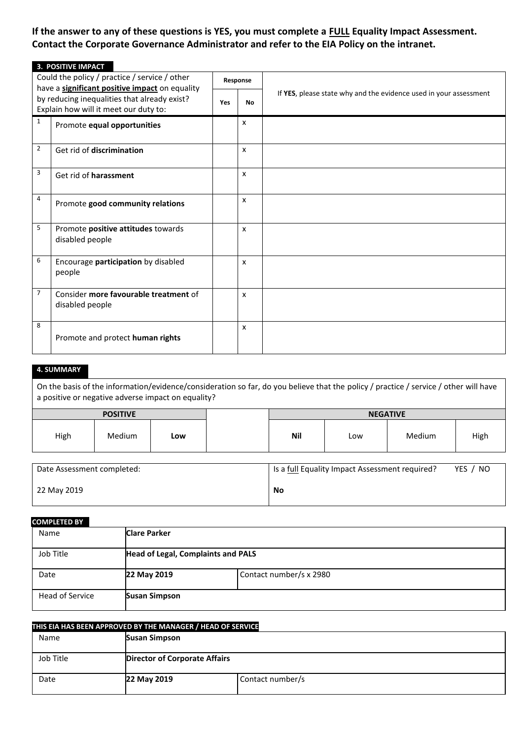**If the answer to any of these questions is YES, you must complete a FULL Equality Impact Assessment. Contact the Corporate Governance Administrator and refer to the EIA Policy on the intranet.**

**3. POSITIVE IMPACT**

| Could the policy / practice / service / other have a **significant positive impact** on equality by reducing inequalities that already exist? Explain how will it meet our duty to: | | Response | | If **YES**, please state why and the evidence used in your assessment |
|---|---|---|---|---|
| | | **Yes** | **No** | |
| 1 | Promote **equal opportunities** | | x | |
| 2 | Get rid of **discrimination** | | x | |
| 3 | Get rid of **harassment** | | x | |
| 4 | Promote **good community relations** | | x | |
| 5 | Promote **positive attitudes** towards disabled people | | x | |
| 6 | Encourage **participation** by disabled people | | x | |
| 7 | Consider **more favourable treatment** of disabled people | | x | |
| 8 | Promote and protect **human rights** | | x | |

**4. SUMMARY**

On the basis of the information/evidence/consideration so far, do you believe that the policy / practice / service / other will have a positive or negative adverse impact on equality?

| POSITIVE | | | | NEGATIVE | | | |
|---|---|---|---|---|---|---|---|
| High | Medium | **Low** | | **Nil** | Low | Medium | High |

| | |
|---|---|
| Date Assessment completed: 22 May 2019 | Is a full Equality Impact Assessment required? YES / NO **No** |

**COMPLETED BY**

| | | |
|---|---|---|
| Name | **Clare Parker** | |
| Job Title | **Head of Legal, Complaints and PALS** | |
| Date | **22 May 2019** | Contact number/s x 2980 |
| Head of Service | **Susan Simpson** | |

**THIS EIA HAS BEEN APPROVED BY THE MANAGER / HEAD OF SERVICE**

| | | |
|---|---|---|
| Name | **Susan Simpson** | |
| Job Title | **Director of Corporate Affairs** | |
| Date | **22 May 2019** | Contact number/s |